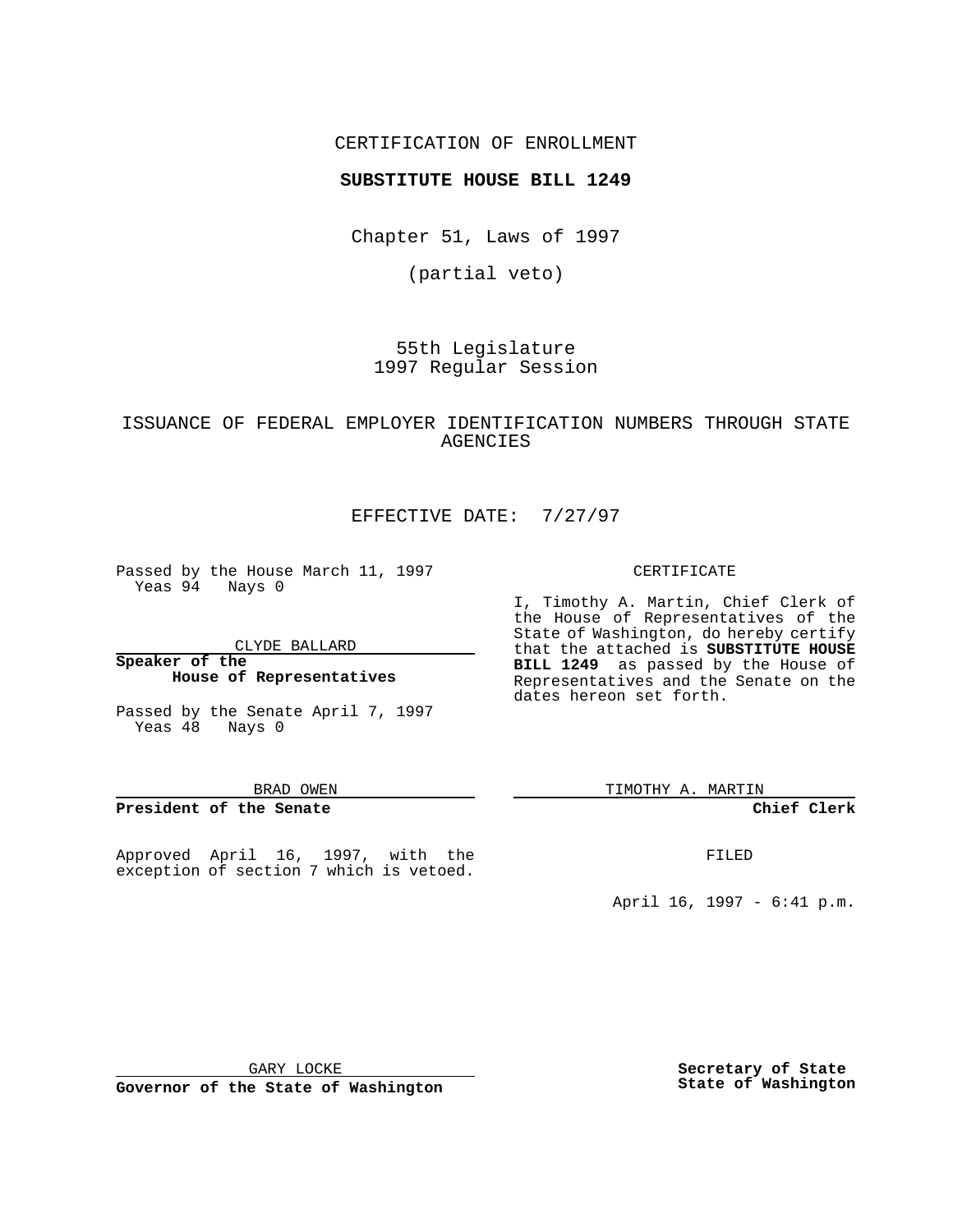CERTIFICATION OF ENROLLMENT

**SUBSTITUTE HOUSE BILL 1249**

Chapter 51, Laws of 1997

(partial veto)

55th Legislature
1997 Regular Session

ISSUANCE OF FEDERAL EMPLOYER IDENTIFICATION NUMBERS THROUGH STATE AGENCIES

EFFECTIVE DATE: 7/27/97

Passed by the House March 11, 1997
Yeas 94 Nays 0

CLYDE BALLARD

**Speaker of the House of Representatives**

Passed by the Senate April 7, 1997
Yeas 48 Nays 0

BRAD OWEN

**President of the Senate**

Approved April 16, 1997, with the exception of section 7 which is vetoed.

GARY LOCKE

**Governor of the State of Washington**

CERTIFICATE

I, Timothy A. Martin, Chief Clerk of the House of Representatives of the State of Washington, do hereby certify that the attached is **SUBSTITUTE HOUSE BILL 1249** as passed by the House of Representatives and the Senate on the dates hereon set forth.

TIMOTHY A. MARTIN

**Chief Clerk**

FILED

April 16, 1997 - 6:41 p.m.

**Secretary of State State of Washington**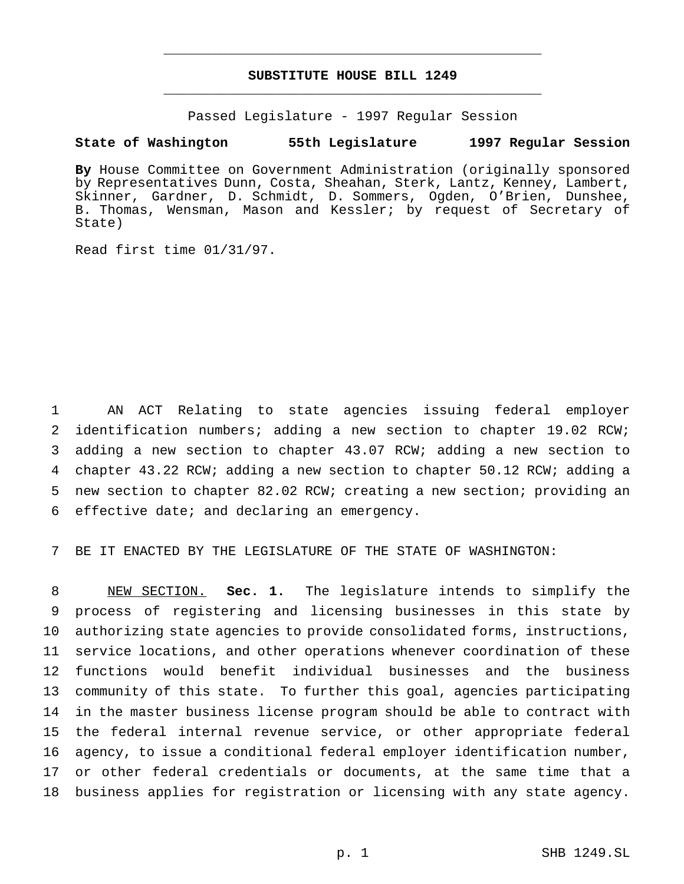# SUBSTITUTE HOUSE BILL 1249

Passed Legislature - 1997 Regular Session

**State of Washington 55th Legislature 1997 Regular Session**

**By** House Committee on Government Administration (originally sponsored by Representatives Dunn, Costa, Sheahan, Sterk, Lantz, Kenney, Lambert, Skinner, Gardner, D. Schmidt, D. Sommers, Ogden, O'Brien, Dunshee, B. Thomas, Wensman, Mason and Kessler; by request of Secretary of State)

Read first time 01/31/97.

AN ACT Relating to state agencies issuing federal employer identification numbers; adding a new section to chapter 19.02 RCW; adding a new section to chapter 43.07 RCW; adding a new section to chapter 43.22 RCW; adding a new section to chapter 50.12 RCW; adding a new section to chapter 82.02 RCW; creating a new section; providing an effective date; and declaring an emergency.

BE IT ENACTED BY THE LEGISLATURE OF THE STATE OF WASHINGTON:

NEW SECTION. **Sec. 1.** The legislature intends to simplify the process of registering and licensing businesses in this state by authorizing state agencies to provide consolidated forms, instructions, service locations, and other operations whenever coordination of these functions would benefit individual businesses and the business community of this state. To further this goal, agencies participating in the master business license program should be able to contract with the federal internal revenue service, or other appropriate federal agency, to issue a conditional federal employer identification number, or other federal credentials or documents, at the same time that a business applies for registration or licensing with any state agency.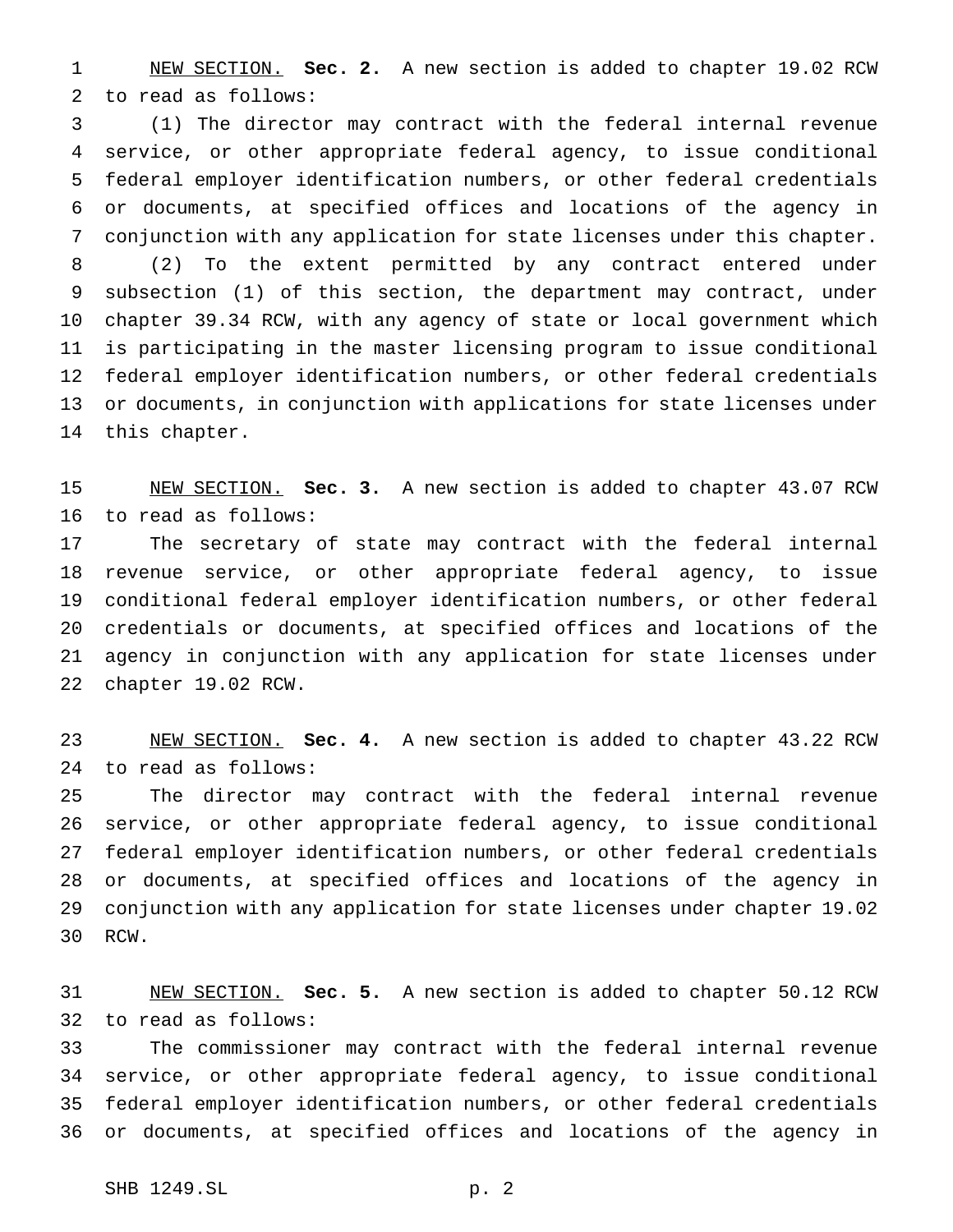NEW SECTION. **Sec. 2.** A new section is added to chapter 19.02 RCW to read as follows:

(1) The director may contract with the federal internal revenue service, or other appropriate federal agency, to issue conditional federal employer identification numbers, or other federal credentials or documents, at specified offices and locations of the agency in conjunction with any application for state licenses under this chapter.

(2) To the extent permitted by any contract entered under subsection (1) of this section, the department may contract, under chapter 39.34 RCW, with any agency of state or local government which is participating in the master licensing program to issue conditional federal employer identification numbers, or other federal credentials or documents, in conjunction with applications for state licenses under this chapter.

NEW SECTION. **Sec. 3.** A new section is added to chapter 43.07 RCW to read as follows:

The secretary of state may contract with the federal internal revenue service, or other appropriate federal agency, to issue conditional federal employer identification numbers, or other federal credentials or documents, at specified offices and locations of the agency in conjunction with any application for state licenses under chapter 19.02 RCW.

NEW SECTION. **Sec. 4.** A new section is added to chapter 43.22 RCW to read as follows:

The director may contract with the federal internal revenue service, or other appropriate federal agency, to issue conditional federal employer identification numbers, or other federal credentials or documents, at specified offices and locations of the agency in conjunction with any application for state licenses under chapter 19.02 RCW.

NEW SECTION. **Sec. 5.** A new section is added to chapter 50.12 RCW to read as follows:

The commissioner may contract with the federal internal revenue service, or other appropriate federal agency, to issue conditional federal employer identification numbers, or other federal credentials or documents, at specified offices and locations of the agency in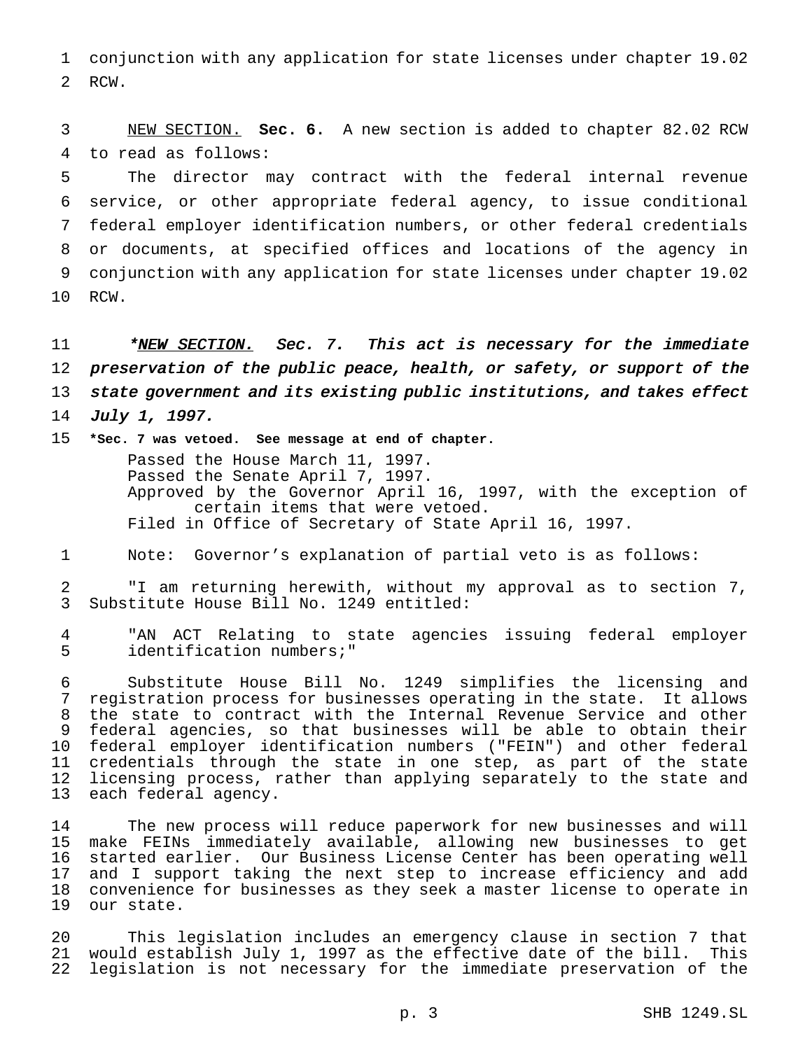conjunction with any application for state licenses under chapter 19.02 RCW.

NEW SECTION. **Sec. 6.** A new section is added to chapter 82.02 RCW to read as follows:

The director may contract with the federal internal revenue service, or other appropriate federal agency, to issue conditional federal employer identification numbers, or other federal credentials or documents, at specified offices and locations of the agency in conjunction with any application for state licenses under chapter 19.02 RCW.

****NEW SECTION.*** ***Sec. 7.*** ***This act is necessary for the immediate preservation of the public peace, health, or safety, or support of the state government and its existing public institutions, and takes effect July 1, 1997.***

***Sec. 7 was vetoed. See message at end of chapter.**

Passed the House March 11, 1997.
Passed the Senate April 7, 1997.
Approved by the Governor April 16, 1997, with the exception of certain items that were vetoed.
Filed in Office of Secretary of State April 16, 1997.

Note: Governor's explanation of partial veto is as follows:

"I am returning herewith, without my approval as to section 7, Substitute House Bill No. 1249 entitled:

"AN ACT Relating to state agencies issuing federal employer identification numbers;"

Substitute House Bill No. 1249 simplifies the licensing and registration process for businesses operating in the state. It allows the state to contract with the Internal Revenue Service and other federal agencies, so that businesses will be able to obtain their federal employer identification numbers ("FEIN") and other federal credentials through the state in one step, as part of the state licensing process, rather than applying separately to the state and each federal agency.

The new process will reduce paperwork for new businesses and will make FEINs immediately available, allowing new businesses to get started earlier. Our Business License Center has been operating well and I support taking the next step to increase efficiency and add convenience for businesses as they seek a master license to operate in our state.

This legislation includes an emergency clause in section 7 that would establish July 1, 1997 as the effective date of the bill. This legislation is not necessary for the immediate preservation of the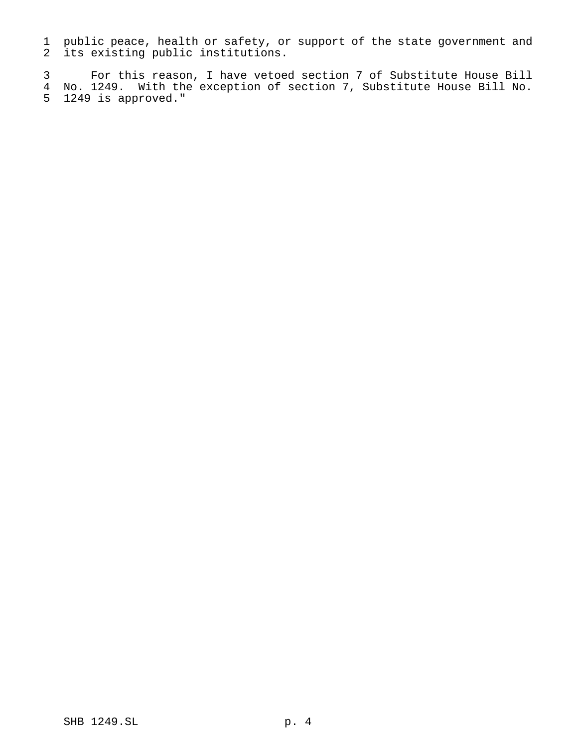public peace, health or safety, or support of the state government and its existing public institutions.

For this reason, I have vetoed section 7 of Substitute House Bill No. 1249. With the exception of section 7, Substitute House Bill No. 1249 is approved."